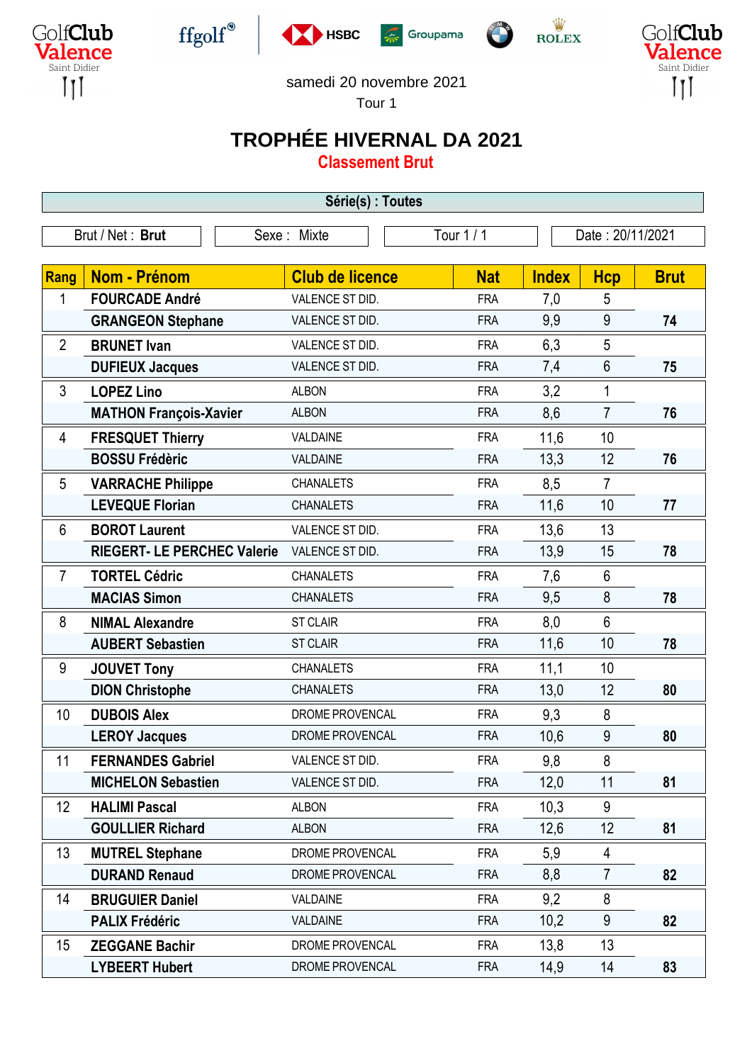samedi 20 novembre 2021

Tour 1

# TROPHÉE HIVERNAL DA 2021

## Classement Brut

**Série(s) : Toutes**

| Brut / Net : **Brut** | Sexe : Mixte | Tour 1 / 1 | Date : 20/11/2021 |
|---|---|---|---|

| Rang | Nom - Prénom | Club de licence | Nat | Index | Hcp | Brut |
|---|---|---|---|---|---|---|
| 1 | **FOURCADE André** | VALENCE ST DID. | FRA | 7,0 | 5 | |
| | **GRANGEON Stephane** | VALENCE ST DID. | FRA | 9,9 | 9 | **74** |
| 2 | **BRUNET Ivan** | VALENCE ST DID. | FRA | 6,3 | 5 | |
| | **DUFIEUX Jacques** | VALENCE ST DID. | FRA | 7,4 | 6 | **75** |
| 3 | **LOPEZ Lino** | ALBON | FRA | 3,2 | 1 | |
| | **MATHON François-Xavier** | ALBON | FRA | 8,6 | 7 | **76** |
| 4 | **FRESQUET Thierry** | VALDAINE | FRA | 11,6 | 10 | |
| | **BOSSU Frédèric** | VALDAINE | FRA | 13,3 | 12 | **76** |
| 5 | **VARRACHE Philippe** | CHANALETS | FRA | 8,5 | 7 | |
| | **LEVEQUE Florian** | CHANALETS | FRA | 11,6 | 10 | **77** |
| 6 | **BOROT Laurent** | VALENCE ST DID. | FRA | 13,6 | 13 | |
| | **RIEGERT- LE PERCHEC Valerie** | VALENCE ST DID. | FRA | 13,9 | 15 | **78** |
| 7 | **TORTEL Cédric** | CHANALETS | FRA | 7,6 | 6 | |
| | **MACIAS Simon** | CHANALETS | FRA | 9,5 | 8 | **78** |
| 8 | **NIMAL Alexandre** | ST CLAIR | FRA | 8,0 | 6 | |
| | **AUBERT Sebastien** | ST CLAIR | FRA | 11,6 | 10 | **78** |
| 9 | **JOUVET Tony** | CHANALETS | FRA | 11,1 | 10 | |
| | **DION Christophe** | CHANALETS | FRA | 13,0 | 12 | **80** |
| 10 | **DUBOIS Alex** | DROME PROVENCAL | FRA | 9,3 | 8 | |
| | **LEROY Jacques** | DROME PROVENCAL | FRA | 10,6 | 9 | **80** |
| 11 | **FERNANDES Gabriel** | VALENCE ST DID. | FRA | 9,8 | 8 | |
| | **MICHELON Sebastien** | VALENCE ST DID. | FRA | 12,0 | 11 | **81** |
| 12 | **HALIMI Pascal** | ALBON | FRA | 10,3 | 9 | |
| | **GOULLIER Richard** | ALBON | FRA | 12,6 | 12 | **81** |
| 13 | **MUTREL Stephane** | DROME PROVENCAL | FRA | 5,9 | 4 | |
| | **DURAND Renaud** | DROME PROVENCAL | FRA | 8,8 | 7 | **82** |
| 14 | **BRUGUIER Daniel** | VALDAINE | FRA | 9,2 | 8 | |
| | **PALIX Frédéric** | VALDAINE | FRA | 10,2 | 9 | **82** |
| 15 | **ZEGGANE Bachir** | DROME PROVENCAL | FRA | 13,8 | 13 | |
| | **LYBEERT Hubert** | DROME PROVENCAL | FRA | 14,9 | 14 | **83** |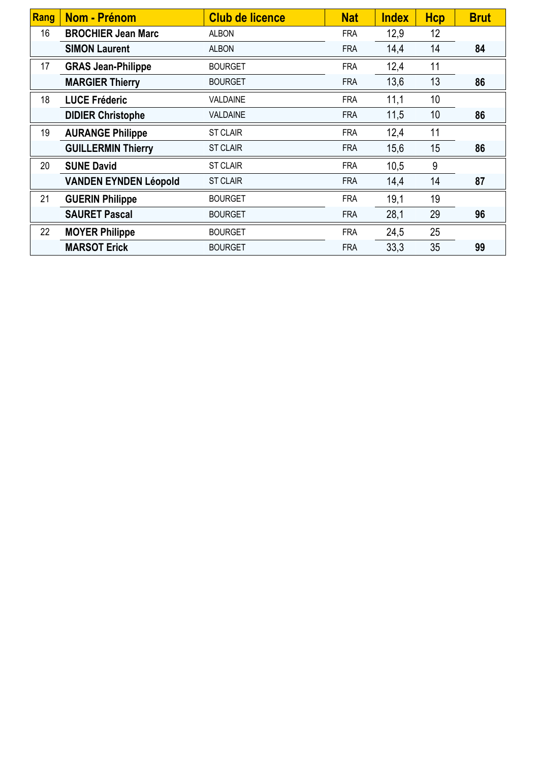| Rang | Nom - Prénom | Club de licence | Nat | Index | Hcp | Brut |
|---|---|---|---|---|---|---|
| 16 | **BROCHIER Jean Marc** | ALBON | FRA | 12,9 | 12 | |
| | **SIMON Laurent** | ALBON | FRA | 14,4 | 14 | **84** |
| 17 | **GRAS Jean-Philippe** | BOURGET | FRA | 12,4 | 11 | |
| | **MARGIER Thierry** | BOURGET | FRA | 13,6 | 13 | **86** |
| 18 | **LUCE Fréderic** | VALDAINE | FRA | 11,1 | 10 | |
| | **DIDIER Christophe** | VALDAINE | FRA | 11,5 | 10 | **86** |
| 19 | **AURANGE Philippe** | ST CLAIR | FRA | 12,4 | 11 | |
| | **GUILLERMIN Thierry** | ST CLAIR | FRA | 15,6 | 15 | **86** |
| 20 | **SUNE David** | ST CLAIR | FRA | 10,5 | 9 | |
| | **VANDEN EYNDEN Léopold** | ST CLAIR | FRA | 14,4 | 14 | **87** |
| 21 | **GUERIN Philippe** | BOURGET | FRA | 19,1 | 19 | |
| | **SAURET Pascal** | BOURGET | FRA | 28,1 | 29 | **96** |
| 22 | **MOYER Philippe** | BOURGET | FRA | 24,5 | 25 | |
| | **MARSOT Erick** | BOURGET | FRA | 33,3 | 35 | **99** |